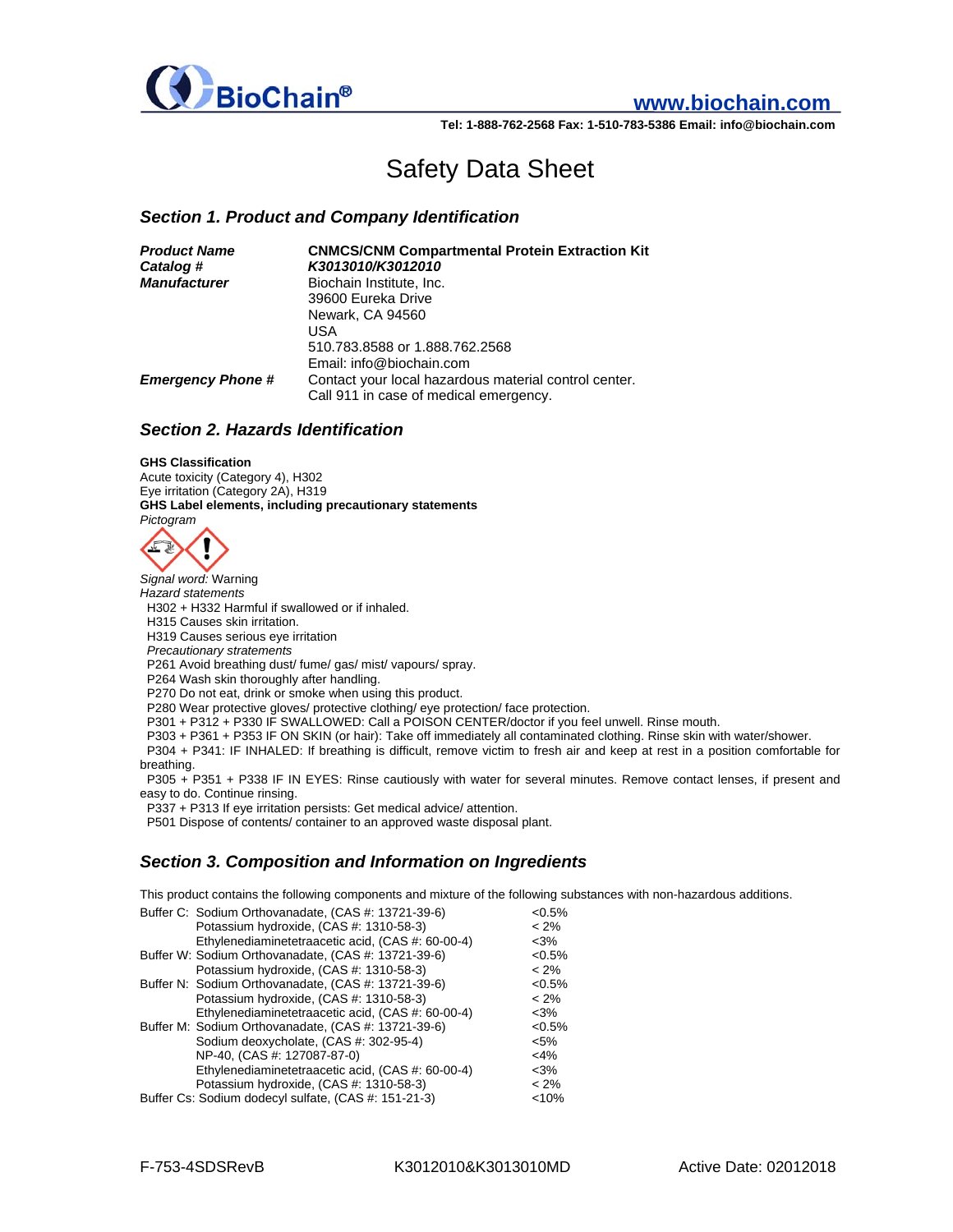BioChain®

www.biochain.com

Tel: 1-888-762-2568 Fax: 1-510-783-5386 Email: info@biochain.com

# Safety Data Sheet

## Section 1. Product and Company Identification

| | |
|---|---|
| ***Product Name*** | **CNMCS/CNM Compartmental Protein Extraction Kit** |
| ***Catalog #*** | ***K3013010/K3012010*** |
| ***Manufacturer*** | Biochain Institute, Inc.<br>39600 Eureka Drive<br>Newark, CA 94560<br>USA<br>510.783.8588 or 1.888.762.2568<br>Email: info@biochain.com |
| ***Emergency Phone #*** | Contact your local hazardous material control center.<br>Call 911 in case of medical emergency. |

## Section 2. Hazards Identification

**GHS Classification**

Acute toxicity (Category 4), H302

Eye irritation (Category 2A), H319

**GHS Label elements, including precautionary statements**

*Pictogram*

*Signal word:* Warning

*Hazard statements*

H302 + H332 Harmful if swallowed or if inhaled.

H315 Causes skin irritation.

H319 Causes serious eye irritation

*Precautionary strategies*

P261 Avoid breathing dust/ fume/ gas/ mist/ vapours/ spray.

P264 Wash skin thoroughly after handling.

P270 Do not eat, drink or smoke when using this product.

P280 Wear protective gloves/ protective clothing/ eye protection/ face protection.

P301 + P312 + P330 IF SWALLOWED: Call a POISON CENTER/doctor if you feel unwell. Rinse mouth.

P303 + P361 + P353 IF ON SKIN (or hair): Take off immediately all contaminated clothing. Rinse skin with water/shower.

P304 + P341: IF INHALED: If breathing is difficult, remove victim to fresh air and keep at rest in a position comfortable for breathing.

P305 + P351 + P338 IF IN EYES: Rinse cautiously with water for several minutes. Remove contact lenses, if present and easy to do. Continue rinsing.

P337 + P313 If eye irritation persists: Get medical advice/ attention.

P501 Dispose of contents/ container to an approved waste disposal plant.

## Section 3. Composition and Information on Ingredients

This product contains the following components and mixture of the following substances with non-hazardous additions.

| Buffer | Component | Concentration |
|---|---|---|
| Buffer C: | Sodium Orthovanadate, (CAS #: 13721-39-6) | <0.5% |
| | Potassium hydroxide, (CAS #: 1310-58-3) | < 2% |
| | Ethylenediaminetetraacetic acid, (CAS #: 60-00-4) | <3% |
| Buffer W: | Sodium Orthovanadate, (CAS #: 13721-39-6) | <0.5% |
| | Potassium hydroxide, (CAS #: 1310-58-3) | < 2% |
| Buffer N: | Sodium Orthovanadate, (CAS #: 13721-39-6) | <0.5% |
| | Potassium hydroxide, (CAS #: 1310-58-3) | < 2% |
| | Ethylenediaminetetraacetic acid, (CAS #: 60-00-4) | <3% |
| Buffer M: | Sodium Orthovanadate, (CAS #: 13721-39-6) | <0.5% |
| | Sodium deoxycholate, (CAS #: 302-95-4) | <5% |
| | NP-40, (CAS #: 127087-87-0) | <4% |
| | Ethylenediaminetetraacetic acid, (CAS #: 60-00-4) | <3% |
| | Potassium hydroxide, (CAS #: 1310-58-3) | < 2% |
| Buffer Cs: | Sodium dodecyl sulfate, (CAS #: 151-21-3) | <10% |

F-753-4SDSRevB K3012010&K3013010MD Active Date: 02012018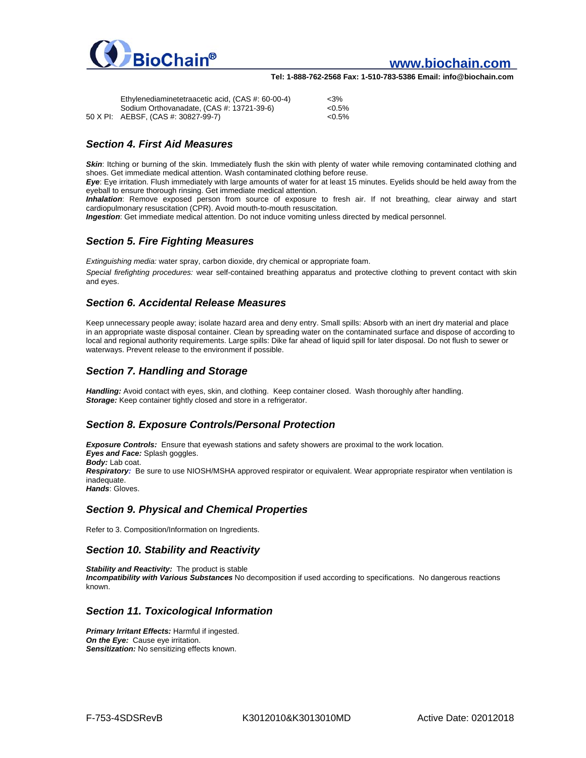| | | |
|---|---|---|
| | Ethylenediaminetetraacetic acid, (CAS #: 60-00-4) | <3% |
| | Sodium Orthovanadate, (CAS #: 13721-39-6) | <0.5% |
| 50 X PI: | AEBSF, (CAS #: 30827-99-7) | <0.5% |

## Section 4. First Aid Measures

***Skin***: Itching or burning of the skin. Immediately flush the skin with plenty of water while removing contaminated clothing and shoes. Get immediate medical attention. Wash contaminated clothing before reuse.
***Eye***: Eye irritation. Flush immediately with large amounts of water for at least 15 minutes. Eyelids should be held away from the eyeball to ensure thorough rinsing. Get immediate medical attention.
***Inhalation***: Remove exposed person from source of exposure to fresh air. If not breathing, clear airway and start cardiopulmonary resuscitation (CPR). Avoid mouth-to-mouth resuscitation.
***Ingestion***: Get immediate medical attention. Do not induce vomiting unless directed by medical personnel.

## Section 5. Fire Fighting Measures

*Extinguishing media:* water spray, carbon dioxide, dry chemical or appropriate foam.

*Special firefighting procedures:* wear self-contained breathing apparatus and protective clothing to prevent contact with skin and eyes.

## Section 6. Accidental Release Measures

Keep unnecessary people away; isolate hazard area and deny entry. Small spills: Absorb with an inert dry material and place in an appropriate waste disposal container. Clean by spreading water on the contaminated surface and dispose of according to local and regional authority requirements. Large spills: Dike far ahead of liquid spill for later disposal. Do not flush to sewer or waterways. Prevent release to the environment if possible.

## Section 7. Handling and Storage

***Handling:*** Avoid contact with eyes, skin, and clothing. Keep container closed. Wash thoroughly after handling.
***Storage:*** Keep container tightly closed and store in a refrigerator.

## Section 8. Exposure Controls/Personal Protection

***Exposure Controls:*** Ensure that eyewash stations and safety showers are proximal to the work location.
***Eyes and Face:*** Splash goggles.
***Body:*** Lab coat.
***Respiratory:*** Be sure to use NIOSH/MSHA approved respirator or equivalent. Wear appropriate respirator when ventilation is inadequate.
***Hands***: Gloves.

## Section 9. Physical and Chemical Properties

Refer to 3. Composition/Information on Ingredients.

## Section 10. Stability and Reactivity

***Stability and Reactivity:*** The product is stable
***Incompatibility with Various Substances*** No decomposition if used according to specifications. No dangerous reactions known.

## Section 11. Toxicological Information

***Primary Irritant Effects:*** Harmful if ingested.
***On the Eye:*** Cause eye irritation.
***Sensitization:*** No sensitizing effects known.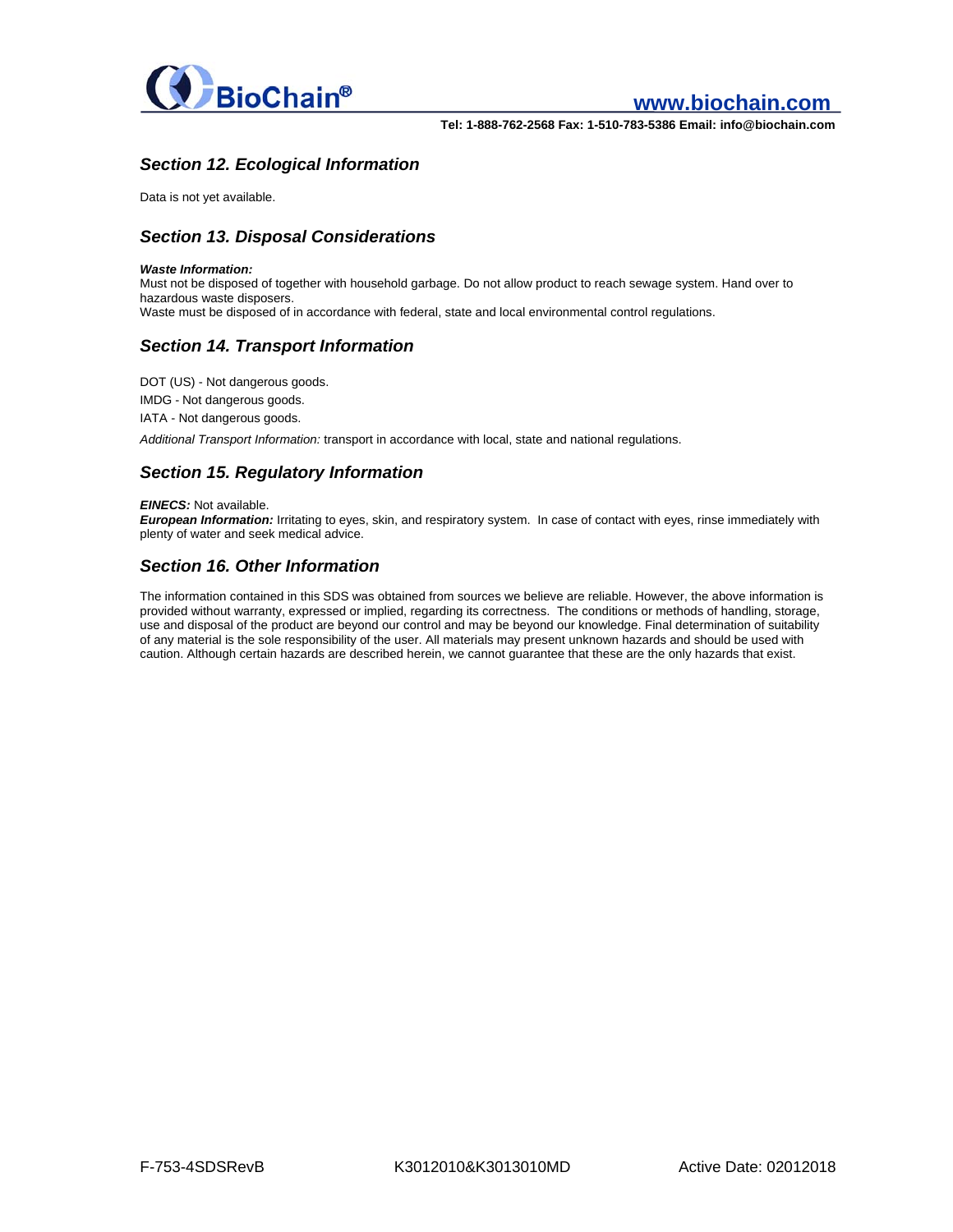## Section 12. Ecological Information

Data is not yet available.

## Section 13. Disposal Considerations

***Waste Information:***
Must not be disposed of together with household garbage. Do not allow product to reach sewage system. Hand over to hazardous waste disposers.
Waste must be disposed of in accordance with federal, state and local environmental control regulations.

## Section 14. Transport Information

DOT (US) - Not dangerous goods.

IMDG - Not dangerous goods.

IATA - Not dangerous goods.

*Additional Transport Information:* transport in accordance with local, state and national regulations.

## Section 15. Regulatory Information

***EINECS:*** Not available.
***European Information:*** Irritating to eyes, skin, and respiratory system. In case of contact with eyes, rinse immediately with plenty of water and seek medical advice.

## Section 16. Other Information

The information contained in this SDS was obtained from sources we believe are reliable. However, the above information is provided without warranty, expressed or implied, regarding its correctness. The conditions or methods of handling, storage, use and disposal of the product are beyond our control and may be beyond our knowledge. Final determination of suitability of any material is the sole responsibility of the user. All materials may present unknown hazards and should be used with caution. Although certain hazards are described herein, we cannot guarantee that these are the only hazards that exist.